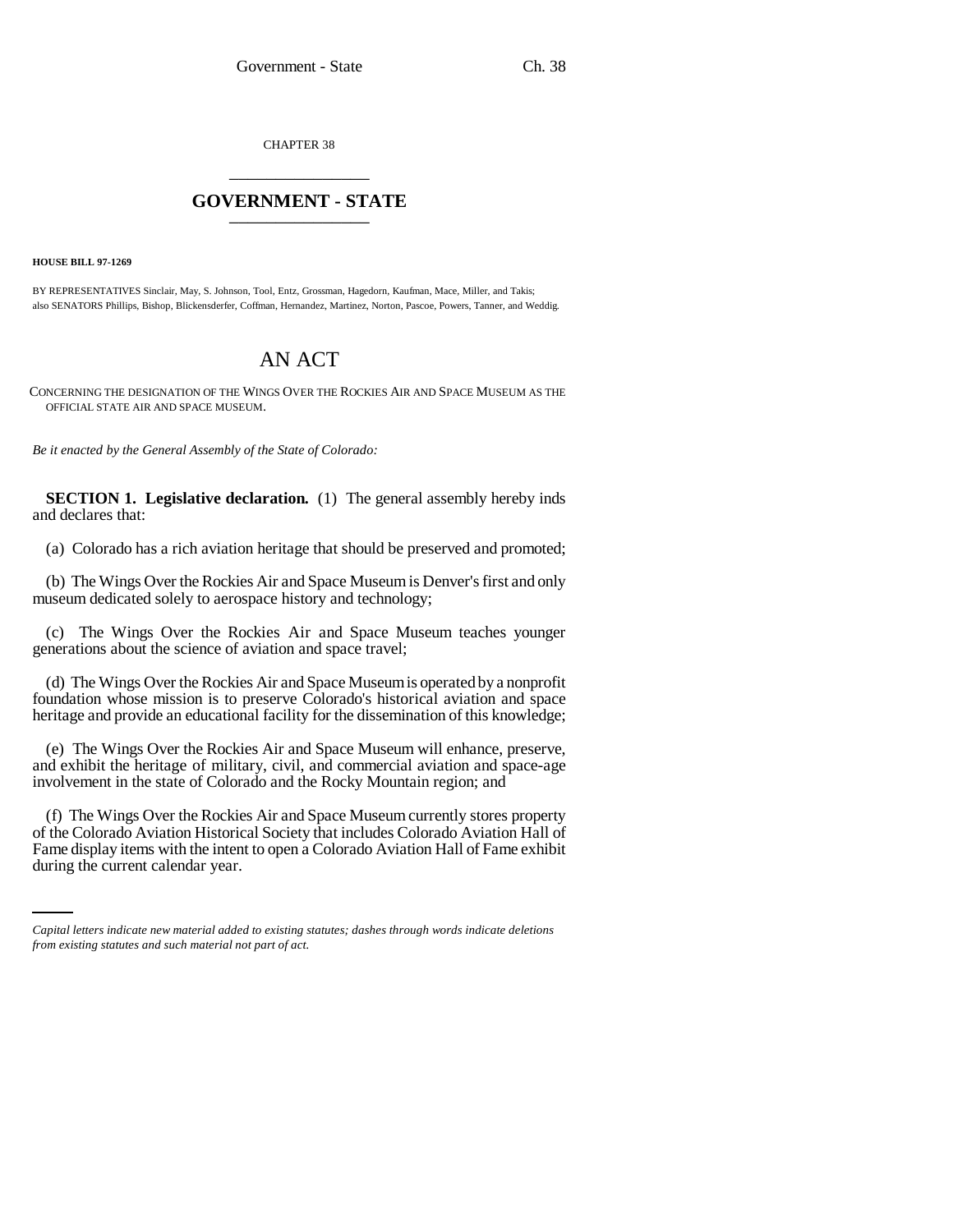CHAPTER 38

# GOVERNMENT - STATE

**HOUSE BILL 97-1269**

BY REPRESENTATIVES Sinclair, May, S. Johnson, Tool, Entz, Grossman, Hagedorn, Kaufman, Mace, Miller, and Takis;
also SENATORS Phillips, Bishop, Blickensderfer, Coffman, Hernandez, Martinez, Norton, Pascoe, Powers, Tanner, and Weddig.

# AN ACT

CONCERNING THE DESIGNATION OF THE WINGS OVER THE ROCKIES AIR AND SPACE MUSEUM AS THE OFFICIAL STATE AIR AND SPACE MUSEUM.

*Be it enacted by the General Assembly of the State of Colorado:*

**SECTION 1. Legislative declaration.** (1) The general assembly hereby inds and declares that:

(a) Colorado has a rich aviation heritage that should be preserved and promoted;

(b) The Wings Over the Rockies Air and Space Museum is Denver's first and only museum dedicated solely to aerospace history and technology;

(c) The Wings Over the Rockies Air and Space Museum teaches younger generations about the science of aviation and space travel;

(d) The Wings Over the Rockies Air and Space Museum is operated by a nonprofit foundation whose mission is to preserve Colorado's historical aviation and space heritage and provide an educational facility for the dissemination of this knowledge;

(e) The Wings Over the Rockies Air and Space Museum will enhance, preserve, and exhibit the heritage of military, civil, and commercial aviation and space-age involvement in the state of Colorado and the Rocky Mountain region; and

(f) The Wings Over the Rockies Air and Space Museum currently stores property of the Colorado Aviation Historical Society that includes Colorado Aviation Hall of Fame display items with the intent to open a Colorado Aviation Hall of Fame exhibit during the current calendar year.

*Capital letters indicate new material added to existing statutes; dashes through words indicate deletions from existing statutes and such material not part of act.*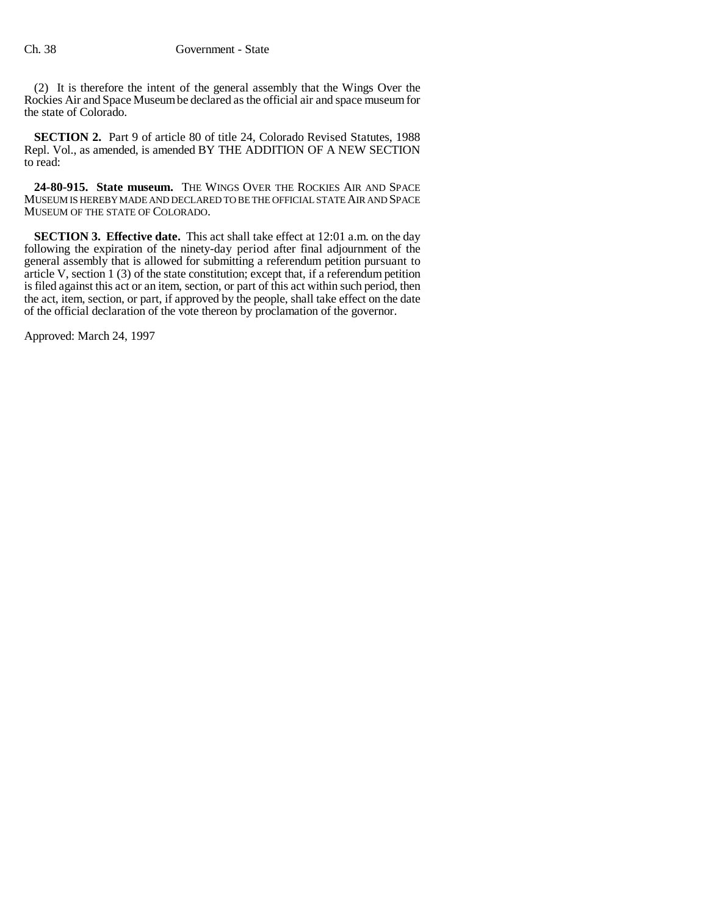(2) It is therefore the intent of the general assembly that the Wings Over the Rockies Air and Space Museum be declared as the official air and space museum for the state of Colorado.

**SECTION 2.** Part 9 of article 80 of title 24, Colorado Revised Statutes, 1988 Repl. Vol., as amended, is amended BY THE ADDITION OF A NEW SECTION to read:

**24-80-915. State museum.** THE WINGS OVER THE ROCKIES AIR AND SPACE MUSEUM IS HEREBY MADE AND DECLARED TO BE THE OFFICIAL STATE AIR AND SPACE MUSEUM OF THE STATE OF COLORADO.

**SECTION 3. Effective date.** This act shall take effect at 12:01 a.m. on the day following the expiration of the ninety-day period after final adjournment of the general assembly that is allowed for submitting a referendum petition pursuant to article V, section 1 (3) of the state constitution; except that, if a referendum petition is filed against this act or an item, section, or part of this act within such period, then the act, item, section, or part, if approved by the people, shall take effect on the date of the official declaration of the vote thereon by proclamation of the governor.

Approved: March 24, 1997